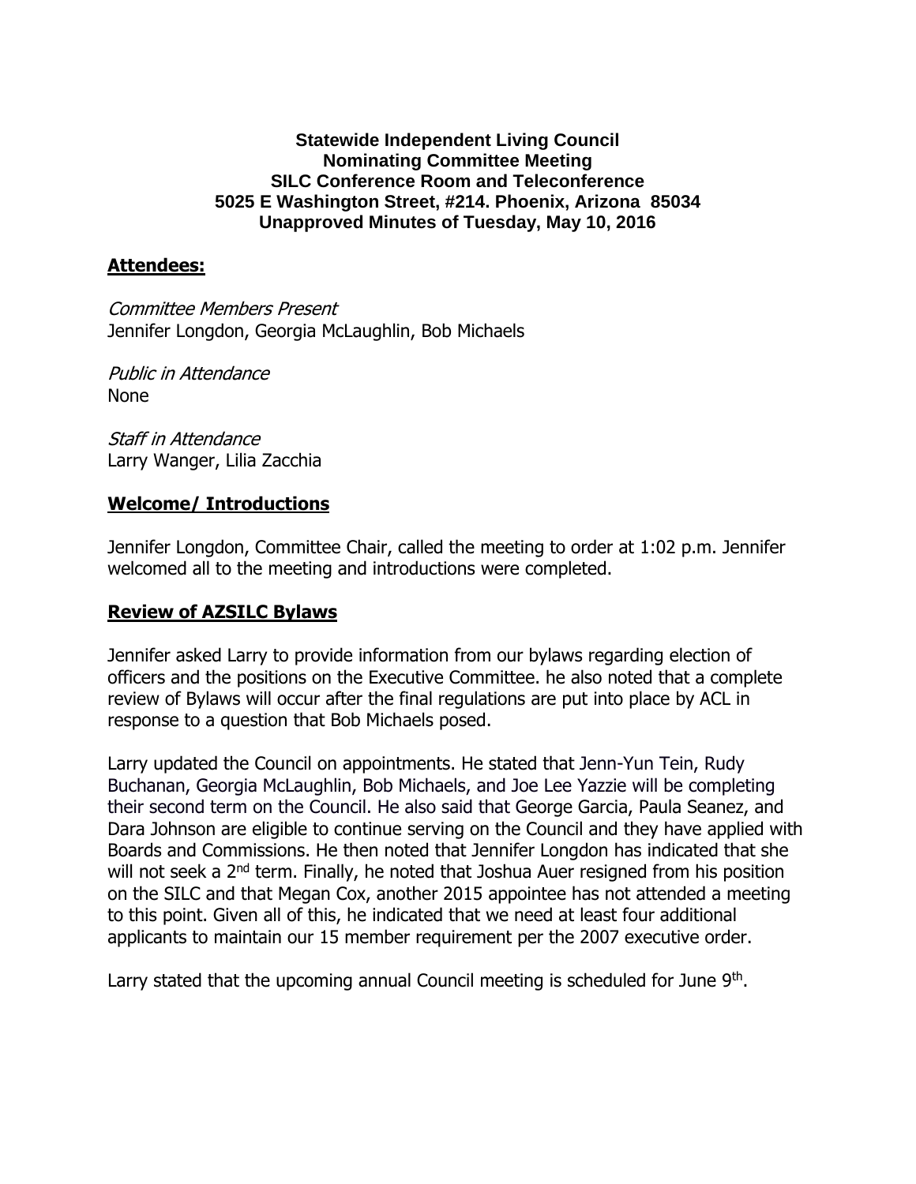**Statewide Independent Living Council**
**Nominating Committee Meeting**
**SILC Conference Room and Teleconference**
**5025 E Washington Street, #214. Phoenix, Arizona 85034**
**Unapproved Minutes of Tuesday, May 10, 2016**

## Attendees:

*Committee Members Present*
Jennifer Longdon, Georgia McLaughlin, Bob Michaels

*Public in Attendance*
None

*Staff in Attendance*
Larry Wanger, Lilia Zacchia

## Welcome/ Introductions

Jennifer Longdon, Committee Chair, called the meeting to order at 1:02 p.m. Jennifer welcomed all to the meeting and introductions were completed.

## Review of AZSILC Bylaws

Jennifer asked Larry to provide information from our bylaws regarding election of officers and the positions on the Executive Committee. he also noted that a complete review of Bylaws will occur after the final regulations are put into place by ACL in response to a question that Bob Michaels posed.

Larry updated the Council on appointments. He stated that Jenn-Yun Tein, Rudy Buchanan, Georgia McLaughlin, Bob Michaels, and Joe Lee Yazzie will be completing their second term on the Council. He also said that George Garcia, Paula Seanez, and Dara Johnson are eligible to continue serving on the Council and they have applied with Boards and Commissions. He then noted that Jennifer Longdon has indicated that she will not seek a 2nd term. Finally, he noted that Joshua Auer resigned from his position on the SILC and that Megan Cox, another 2015 appointee has not attended a meeting to this point. Given all of this, he indicated that we need at least four additional applicants to maintain our 15 member requirement per the 2007 executive order.

Larry stated that the upcoming annual Council meeting is scheduled for June 9th.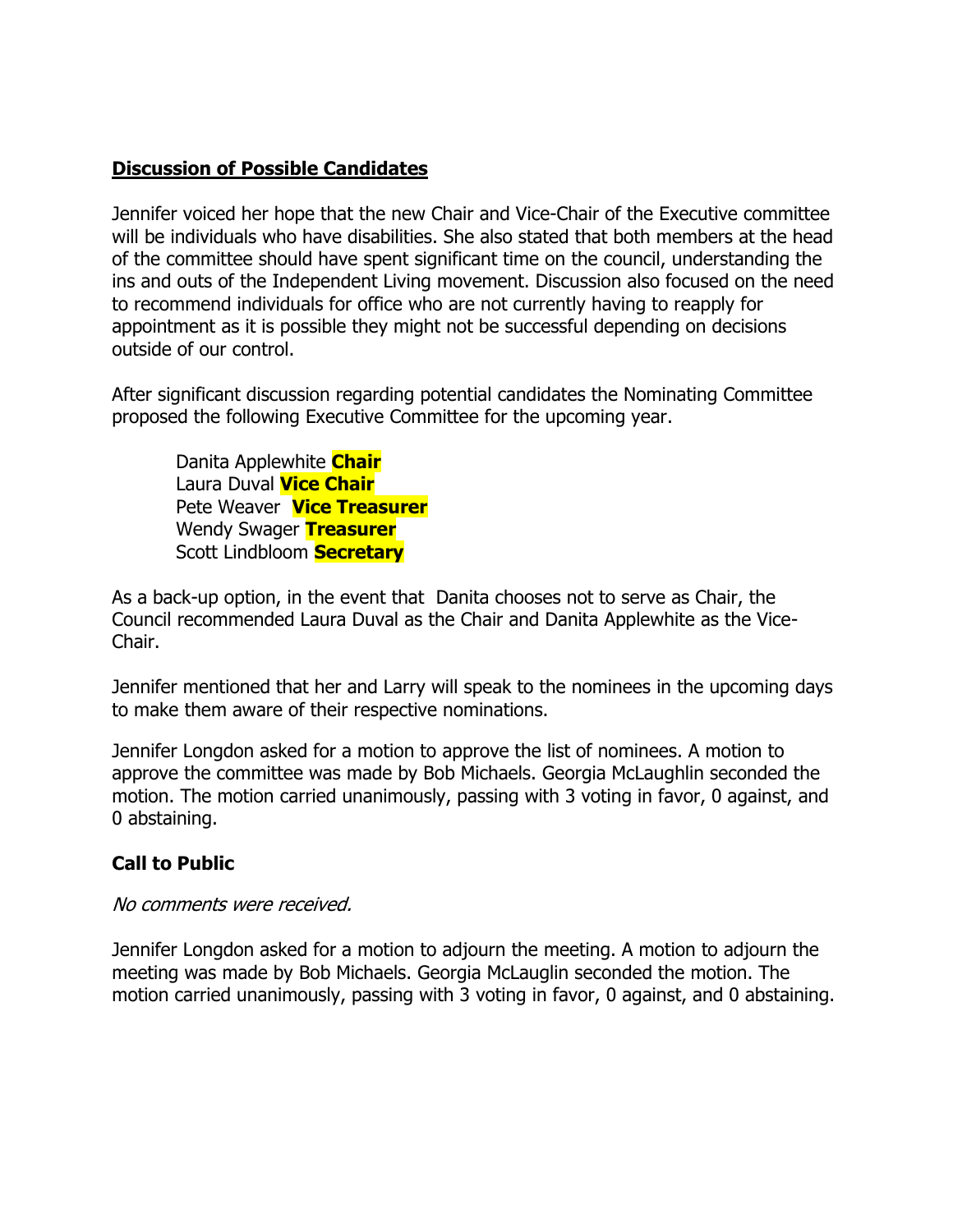## **Discussion of Possible Candidates**

Jennifer voiced her hope that the new Chair and Vice-Chair of the Executive committee will be individuals who have disabilities. She also stated that both members at the head of the committee should have spent significant time on the council, understanding the ins and outs of the Independent Living movement. Discussion also focused on the need to recommend individuals for office who are not currently having to reapply for appointment as it is possible they might not be successful depending on decisions outside of our control.

After significant discussion regarding potential candidates the Nominating Committee proposed the following Executive Committee for the upcoming year.

Danita Applewhite **Chair**
Laura Duval **Vice Chair**
Pete Weaver **Vice Treasurer**
Wendy Swager **Treasurer**
Scott Lindbloom **Secretary**

As a back-up option, in the event that Danita chooses not to serve as Chair, the Council recommended Laura Duval as the Chair and Danita Applewhite as the Vice-Chair.

Jennifer mentioned that her and Larry will speak to the nominees in the upcoming days to make them aware of their respective nominations.

Jennifer Longdon asked for a motion to approve the list of nominees. A motion to approve the committee was made by Bob Michaels. Georgia McLaughlin seconded the motion. The motion carried unanimously, passing with 3 voting in favor, 0 against, and 0 abstaining.

### **Call to Public**

*No comments were received.*

Jennifer Longdon asked for a motion to adjourn the meeting. A motion to adjourn the meeting was made by Bob Michaels. Georgia McLauglin seconded the motion. The motion carried unanimously, passing with 3 voting in favor, 0 against, and 0 abstaining.